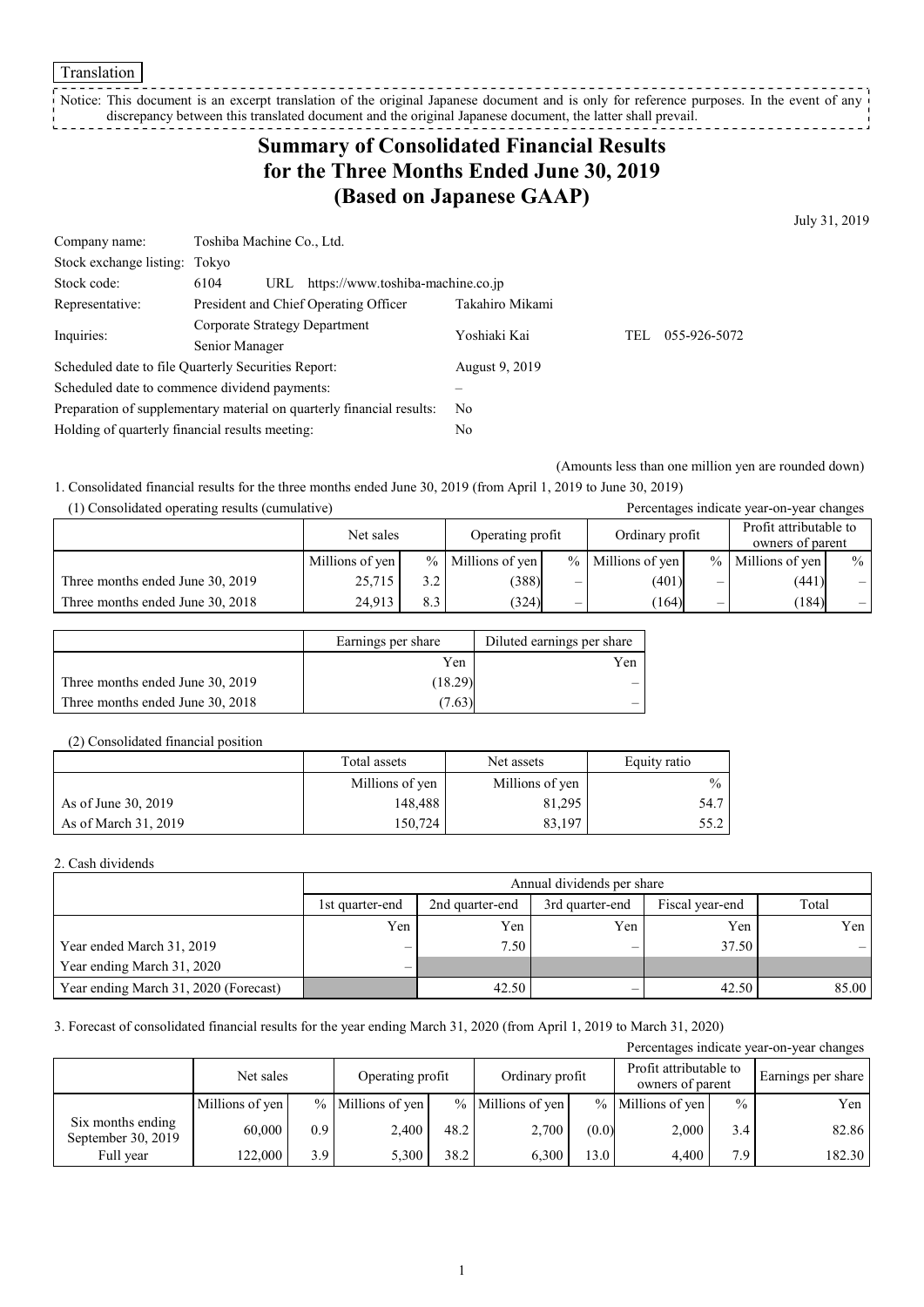Translation

Notice: This document is an excerpt translation of the original Japanese document and is only for reference purposes. In the event of any discrepancy between this translated document and the original Japanese document, the latter shall prevail.

# Summary of Consolidated Financial Results for the Three Months Ended June 30, 2019 (Based on Japanese GAAP)

July 31, 2019

| | | |
|---|---|---|
| Company name: | Toshiba Machine Co., Ltd. | |
| Stock exchange listing: | Tokyo | |
| Stock code: | 6104 URL https://www.toshiba-machine.co.jp | |
| Representative: | President and Chief Operating Officer | Takahiro Mikami |
| Inquiries: | Corporate Strategy Department Senior Manager | Yoshiaki Kai TEL 055-926-5072 |
| Scheduled date to file Quarterly Securities Report: | | August 9, 2019 |
| Scheduled date to commence dividend payments: | | – |
| Preparation of supplementary material on quarterly financial results: | | No |
| Holding of quarterly financial results meeting: | | No |

(Amounts less than one million yen are rounded down)

1. Consolidated financial results for the three months ended June 30, 2019 (from April 1, 2019 to June 30, 2019)

(1) Consolidated operating results (cumulative)

Percentages indicate year-on-year changes

| | Net sales | | Operating profit | | Ordinary profit | | Profit attributable to owners of parent | |
|---|---|---|---|---|---|---|---|---|
| | Millions of yen | % | Millions of yen | % | Millions of yen | % | Millions of yen | % |
| Three months ended June 30, 2019 | 25,715 | 3.2 | (388) | – | (401) | – | (441) | – |
| Three months ended June 30, 2018 | 24,913 | 8.3 | (324) | – | (164) | – | (184) | – |

| | Earnings per share | Diluted earnings per share |
|---|---|---|
| | Yen | Yen |
| Three months ended June 30, 2019 | (18.29) | – |
| Three months ended June 30, 2018 | (7.63) | – |

(2) Consolidated financial position

| | Total assets | Net assets | Equity ratio |
|---|---|---|---|
| | Millions of yen | Millions of yen | % |
| As of June 30, 2019 | 148,488 | 81,295 | 54.7 |
| As of March 31, 2019 | 150,724 | 83,197 | 55.2 |

2. Cash dividends

| | Annual dividends per share | | | | |
|---|---|---|---|---|---|
| | 1st quarter-end | 2nd quarter-end | 3rd quarter-end | Fiscal year-end | Total |
| | Yen | Yen | Yen | Yen | Yen |
| Year ended March 31, 2019 | – | 7.50 | – | 37.50 | – |
| Year ending March 31, 2020 | – | | | | |
| Year ending March 31, 2020 (Forecast) | | 42.50 | – | 42.50 | 85.00 |

3. Forecast of consolidated financial results for the year ending March 31, 2020 (from April 1, 2019 to March 31, 2020)

Percentages indicate year-on-year changes

| | Net sales | | Operating profit | | Ordinary profit | | Profit attributable to owners of parent | | Earnings per share |
|---|---|---|---|---|---|---|---|---|---|
| | Millions of yen | % | Millions of yen | % | Millions of yen | % | Millions of yen | % | Yen |
| Six months ending September 30, 2019 | 60,000 | 0.9 | 2,400 | 48.2 | 2,700 | (0.0) | 2,000 | 3.4 | 82.86 |
| Full year | 122,000 | 3.9 | 5,300 | 38.2 | 6,300 | 13.0 | 4,400 | 7.9 | 182.30 |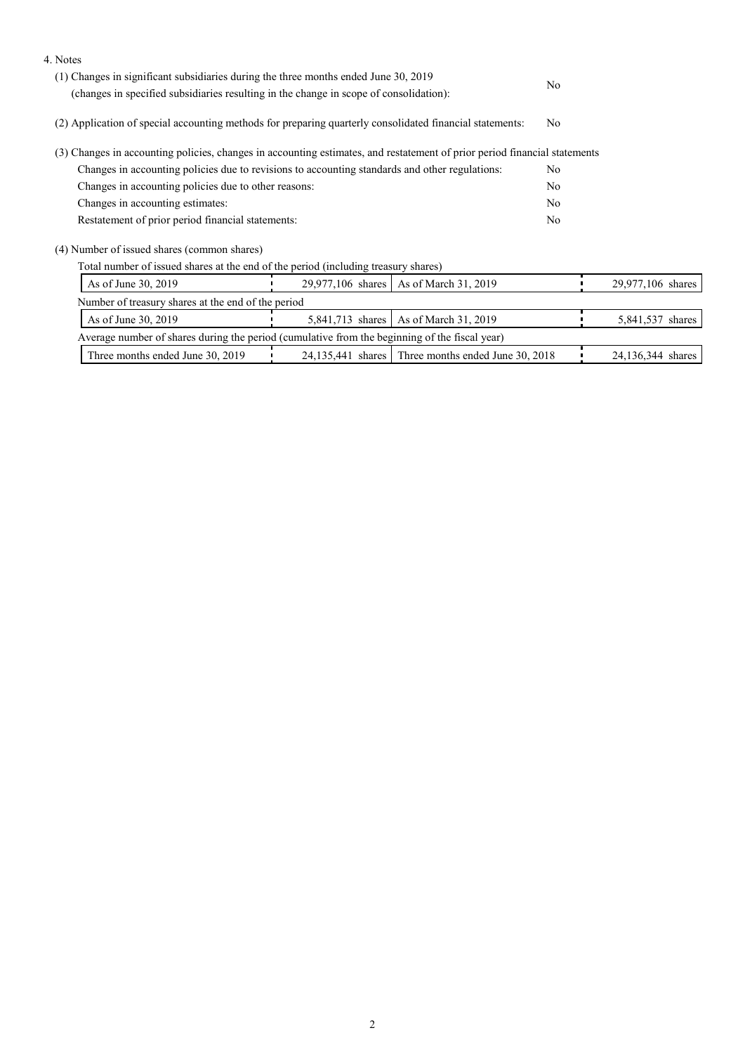4. Notes

(1) Changes in significant subsidiaries during the three months ended June 30, 2019 (changes in specified subsidiaries resulting in the change in scope of consolidation): No

(2) Application of special accounting methods for preparing quarterly consolidated financial statements: No

(3) Changes in accounting policies, changes in accounting estimates, and restatement of prior period financial statements

| | |
|---|---|
| Changes in accounting policies due to revisions to accounting standards and other regulations: | No |
| Changes in accounting policies due to other reasons: | No |
| Changes in accounting estimates: | No |
| Restatement of prior period financial statements: | No |

(4) Number of issued shares (common shares)

Total number of issued shares at the end of the period (including treasury shares)

| | | | |
|---|---|---|---|
| As of June 30, 2019 | 29,977,106 shares | As of March 31, 2019 | 29,977,106 shares |

Number of treasury shares at the end of the period

| | | | |
|---|---|---|---|
| As of June 30, 2019 | 5,841,713 shares | As of March 31, 2019 | 5,841,537 shares |

Average number of shares during the period (cumulative from the beginning of the fiscal year)

| | | | |
|---|---|---|---|
| Three months ended June 30, 2019 | 24,135,441 shares | Three months ended June 30, 2018 | 24,136,344 shares |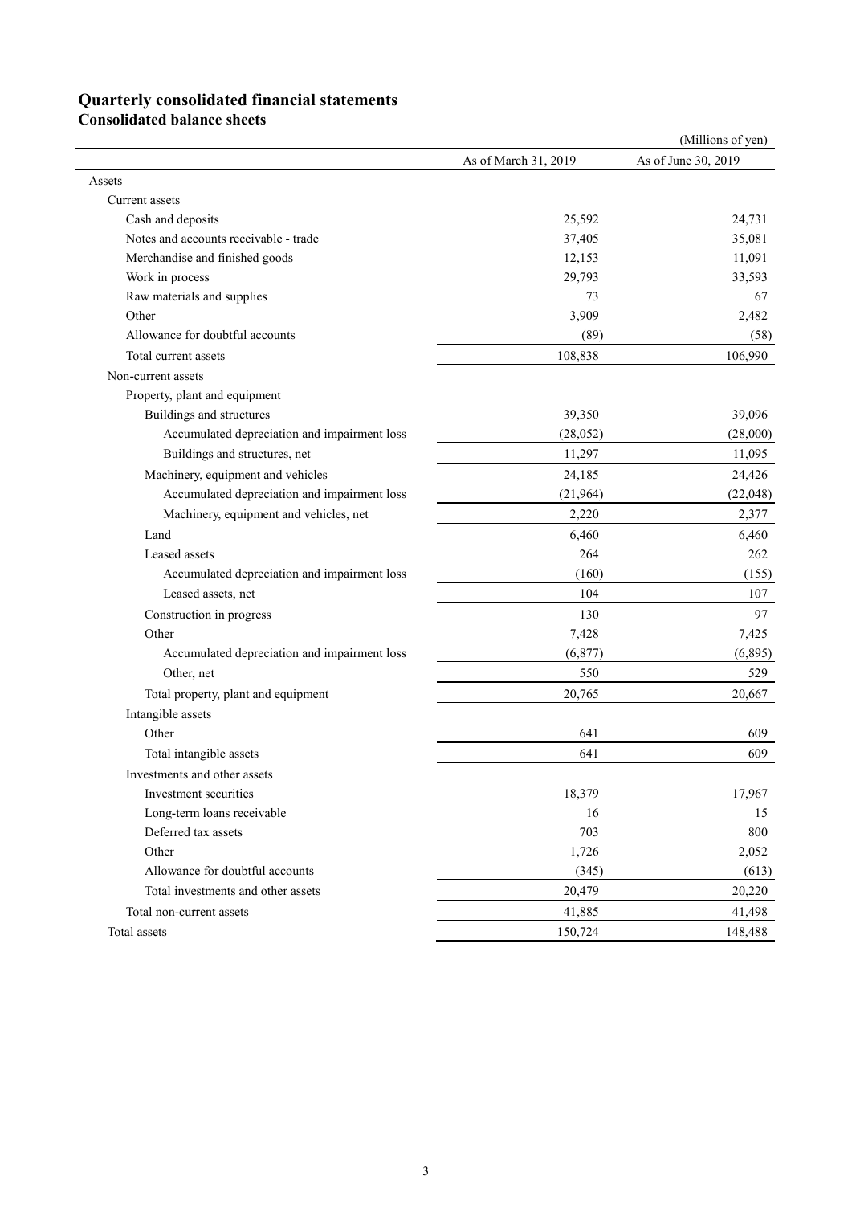# Quarterly consolidated financial statements

## Consolidated balance sheets

(Millions of yen)

| | As of March 31, 2019 | As of June 30, 2019 |
|---|---|---|
| Assets | | |
| Current assets | | |
| Cash and deposits | 25,592 | 24,731 |
| Notes and accounts receivable - trade | 37,405 | 35,081 |
| Merchandise and finished goods | 12,153 | 11,091 |
| Work in process | 29,793 | 33,593 |
| Raw materials and supplies | 73 | 67 |
| Other | 3,909 | 2,482 |
| Allowance for doubtful accounts | (89) | (58) |
| Total current assets | 108,838 | 106,990 |
| Non-current assets | | |
| Property, plant and equipment | | |
| Buildings and structures | 39,350 | 39,096 |
| Accumulated depreciation and impairment loss | (28,052) | (28,000) |
| Buildings and structures, net | 11,297 | 11,095 |
| Machinery, equipment and vehicles | 24,185 | 24,426 |
| Accumulated depreciation and impairment loss | (21,964) | (22,048) |
| Machinery, equipment and vehicles, net | 2,220 | 2,377 |
| Land | 6,460 | 6,460 |
| Leased assets | 264 | 262 |
| Accumulated depreciation and impairment loss | (160) | (155) |
| Leased assets, net | 104 | 107 |
| Construction in progress | 130 | 97 |
| Other | 7,428 | 7,425 |
| Accumulated depreciation and impairment loss | (6,877) | (6,895) |
| Other, net | 550 | 529 |
| Total property, plant and equipment | 20,765 | 20,667 |
| Intangible assets | | |
| Other | 641 | 609 |
| Total intangible assets | 641 | 609 |
| Investments and other assets | | |
| Investment securities | 18,379 | 17,967 |
| Long-term loans receivable | 16 | 15 |
| Deferred tax assets | 703 | 800 |
| Other | 1,726 | 2,052 |
| Allowance for doubtful accounts | (345) | (613) |
| Total investments and other assets | 20,479 | 20,220 |
| Total non-current assets | 41,885 | 41,498 |
| Total assets | 150,724 | 148,488 |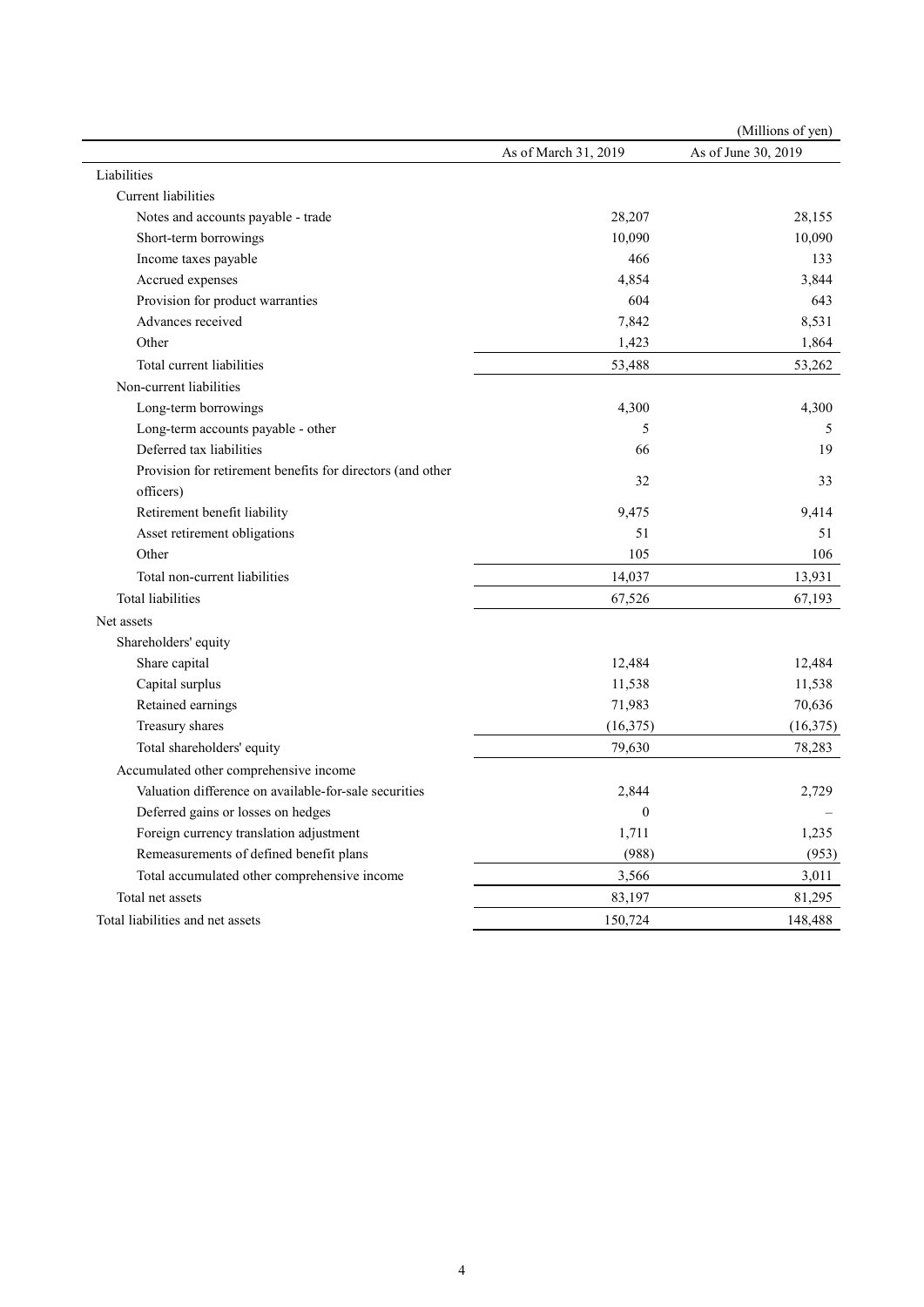(Millions of yen)

| | As of March 31, 2019 | As of June 30, 2019 |
|---|---|---|
| Liabilities | | |
| Current liabilities | | |
| Notes and accounts payable - trade | 28,207 | 28,155 |
| Short-term borrowings | 10,090 | 10,090 |
| Income taxes payable | 466 | 133 |
| Accrued expenses | 4,854 | 3,844 |
| Provision for product warranties | 604 | 643 |
| Advances received | 7,842 | 8,531 |
| Other | 1,423 | 1,864 |
| Total current liabilities | 53,488 | 53,262 |
| Non-current liabilities | | |
| Long-term borrowings | 4,300 | 4,300 |
| Long-term accounts payable - other | 5 | 5 |
| Deferred tax liabilities | 66 | 19 |
| Provision for retirement benefits for directors (and other officers) | 32 | 33 |
| Retirement benefit liability | 9,475 | 9,414 |
| Asset retirement obligations | 51 | 51 |
| Other | 105 | 106 |
| Total non-current liabilities | 14,037 | 13,931 |
| Total liabilities | 67,526 | 67,193 |
| Net assets | | |
| Shareholders' equity | | |
| Share capital | 12,484 | 12,484 |
| Capital surplus | 11,538 | 11,538 |
| Retained earnings | 71,983 | 70,636 |
| Treasury shares | (16,375) | (16,375) |
| Total shareholders' equity | 79,630 | 78,283 |
| Accumulated other comprehensive income | | |
| Valuation difference on available-for-sale securities | 2,844 | 2,729 |
| Deferred gains or losses on hedges | 0 | – |
| Foreign currency translation adjustment | 1,711 | 1,235 |
| Remeasurements of defined benefit plans | (988) | (953) |
| Total accumulated other comprehensive income | 3,566 | 3,011 |
| Total net assets | 83,197 | 81,295 |
| Total liabilities and net assets | 150,724 | 148,488 |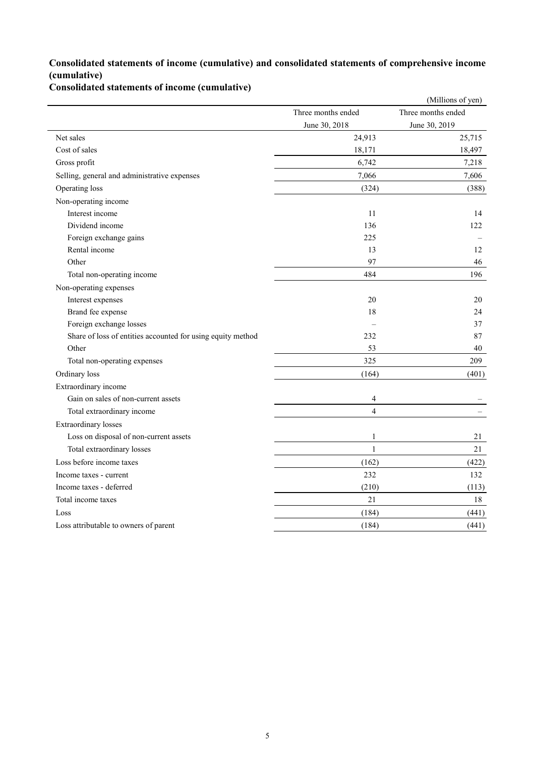## Consolidated statements of income (cumulative) and consolidated statements of comprehensive income (cumulative)

### Consolidated statements of income (cumulative)

(Millions of yen)

| | Three months ended June 30, 2018 | Three months ended June 30, 2019 |
|---|---|---|
| Net sales | 24,913 | 25,715 |
| Cost of sales | 18,171 | 18,497 |
| Gross profit | 6,742 | 7,218 |
| Selling, general and administrative expenses | 7,066 | 7,606 |
| Operating loss | (324) | (388) |
| Non-operating income | | |
| Interest income | 11 | 14 |
| Dividend income | 136 | 122 |
| Foreign exchange gains | 225 | – |
| Rental income | 13 | 12 |
| Other | 97 | 46 |
| Total non-operating income | 484 | 196 |
| Non-operating expenses | | |
| Interest expenses | 20 | 20 |
| Brand fee expense | 18 | 24 |
| Foreign exchange losses | – | 37 |
| Share of loss of entities accounted for using equity method | 232 | 87 |
| Other | 53 | 40 |
| Total non-operating expenses | 325 | 209 |
| Ordinary loss | (164) | (401) |
| Extraordinary income | | |
| Gain on sales of non-current assets | 4 | – |
| Total extraordinary income | 4 | – |
| Extraordinary losses | | |
| Loss on disposal of non-current assets | 1 | 21 |
| Total extraordinary losses | 1 | 21 |
| Loss before income taxes | (162) | (422) |
| Income taxes - current | 232 | 132 |
| Income taxes - deferred | (210) | (113) |
| Total income taxes | 21 | 18 |
| Loss | (184) | (441) |
| Loss attributable to owners of parent | (184) | (441) |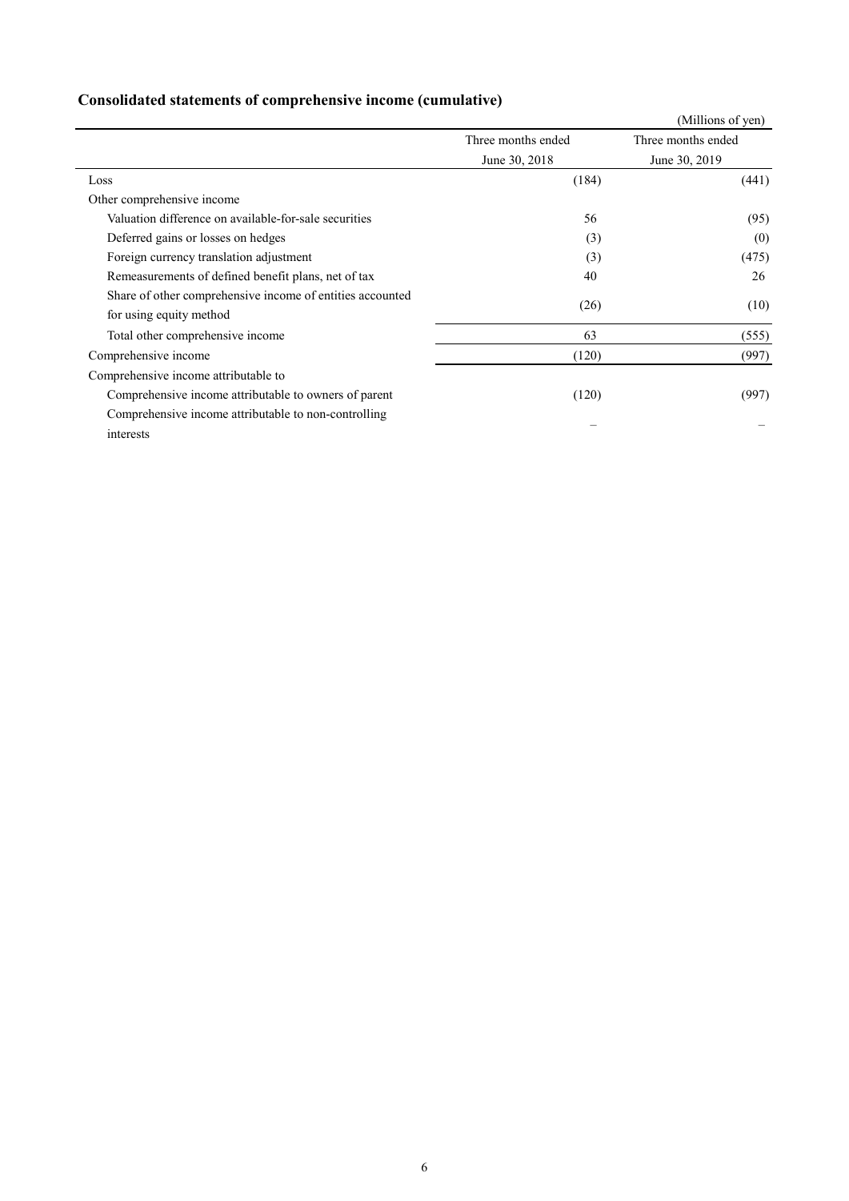## Consolidated statements of comprehensive income (cumulative)

(Millions of yen)

| | Three months ended June 30, 2018 | Three months ended June 30, 2019 |
|---|---|---|
| Loss | (184) | (441) |
| Other comprehensive income | | |
| Valuation difference on available-for-sale securities | 56 | (95) |
| Deferred gains or losses on hedges | (3) | (0) |
| Foreign currency translation adjustment | (3) | (475) |
| Remeasurements of defined benefit plans, net of tax | 40 | 26 |
| Share of other comprehensive income of entities accounted for using equity method | (26) | (10) |
| Total other comprehensive income | 63 | (555) |
| Comprehensive income | (120) | (997) |
| Comprehensive income attributable to | | |
| Comprehensive income attributable to owners of parent | (120) | (997) |
| Comprehensive income attributable to non-controlling interests | – | – |